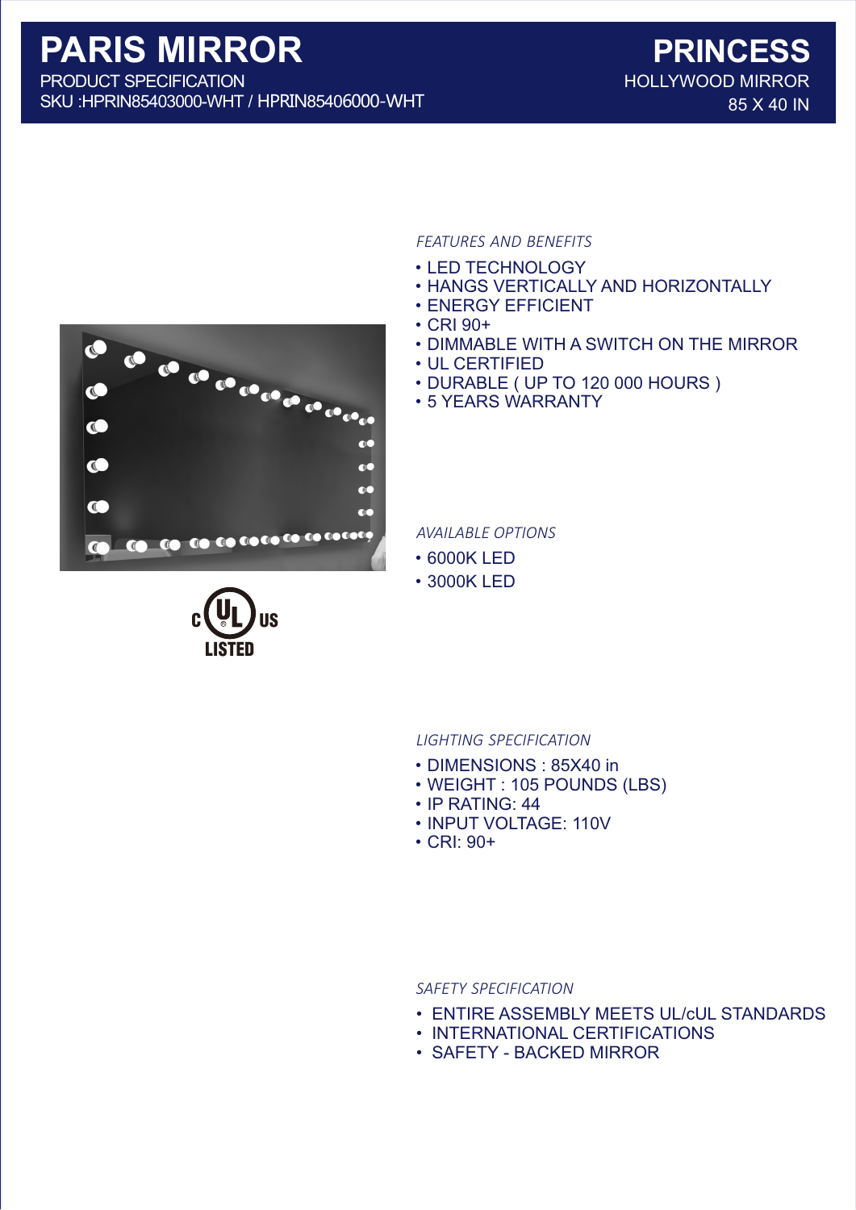# PARIS MIRROR

PRODUCT SPECIFICATION
SKU :HPRIN85403000-WHT / HPRIN85406000-WHT

## PRINCESS

HOLLYWOOD MIRROR
85 X 40 IN

*FEATURES AND BENEFITS*

- LED TECHNOLOGY
- HANGS VERTICALLY AND HORIZONTALLY
- ENERGY EFFICIENT
- CRI 90+
- DIMMABLE WITH A SWITCH ON THE MIRROR
- UL CERTIFIED
- DURABLE ( UP TO 120 000 HOURS )
- 5 YEARS WARRANTY

C UL US LISTED

*AVAILABLE OPTIONS*

- 6000K LED
- 3000K LED

*LIGHTING SPECIFICATION*

- DIMENSIONS : 85X40 in
- WEIGHT : 105 POUNDS (LBS)
- IP RATING: 44
- INPUT VOLTAGE: 110V
- CRI: 90+

*SAFETY SPECIFICATION*

- ENTIRE ASSEMBLY MEETS UL/cUL STANDARDS
- INTERNATIONAL CERTIFICATIONS
- SAFETY - BACKED MIRROR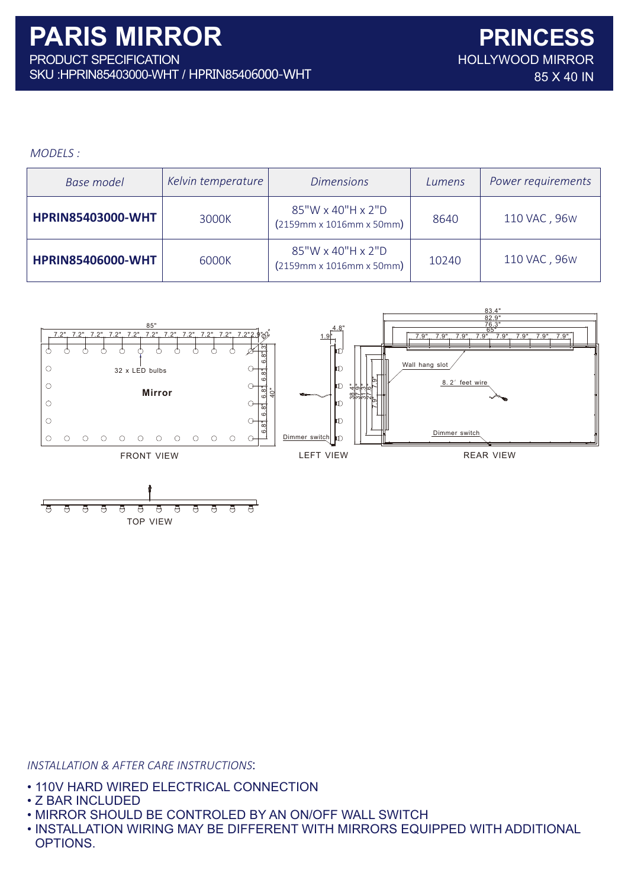# PARIS MIRROR

PRODUCT SPECIFICATION

SKU :HPRIN85403000-WHT / HPRIN85406000-WHT

# PRINCESS

HOLLYWOOD MIRROR

85 X 40 IN

*MODELS :*

| *Base model* | *Kelvin temperature* | *Dimensions* | *Lumens* | *Power requirements* |
|---|---|---|---|---|
| **HPRIN85403000-WHT** | 3000K | 85"W x 40"H x 2"D (2159mm x 1016mm x 50mm) | 8640 | 110 VAC , 96w |
| **HPRIN85406000-WHT** | 6000K | 85"W x 40"H x 2"D (2159mm x 1016mm x 50mm) | 10240 | 110 VAC , 96w |

85"

7.2" 7.2" 7.2" 7.2" 7.2" 7.2" 7.2" 7.2" 7.2" 7.2" 7.2" 2.9" 2"

32 x LED bulbs

Mirror

3" 6.8" 6.8" 6.8" 6.8" 6.8" 40"

FRONT VIEW

4.8" 1.9"

Dimmer switch

38.4" 37.9" 31.3" 27.6" 7.9" 7.9"

LEFT VIEW

83.4" 82.9" 76.3" 65"

7.9" 7.9" 7.9" 7.9" 7.9" 7.9" 7.9" 7.9"

Wall hang slot

8.2' feet wire

Dimmer switch

REAR VIEW

TOP VIEW

*INSTALLATION & AFTER CARE INSTRUCTIONS*:

- 110V HARD WIRED ELECTRICAL CONNECTION
- Z BAR INCLUDED
- MIRROR SHOULD BE CONTROLED BY AN ON/OFF WALL SWITCH
- INSTALLATION WIRING MAY BE DIFFERENT WITH MIRRORS EQUIPPED WITH ADDITIONAL OPTIONS.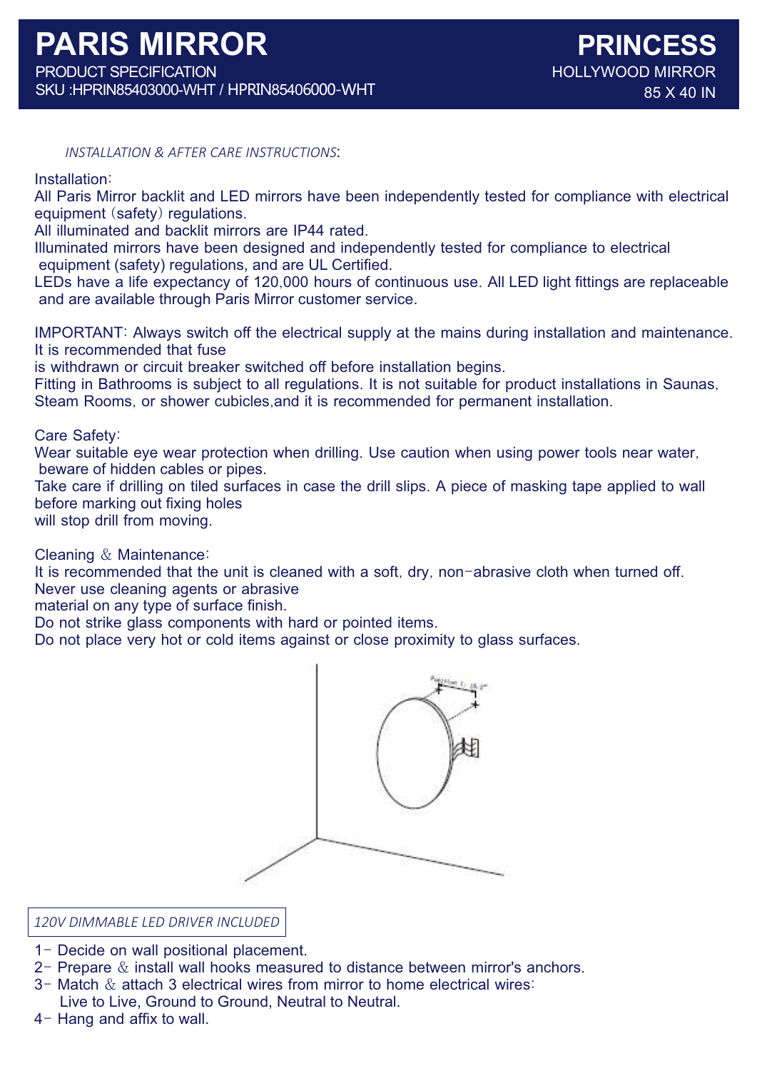# PARIS MIRROR

PRODUCT SPECIFICATION
SKU :HPRIN85403000-WHT / HPRIN85406000-WHT

# PRINCESS

HOLLYWOOD MIRROR
85 X 40 IN

*INSTALLATION & AFTER CARE INSTRUCTIONS*:

Installation:
All Paris Mirror backlit and LED mirrors have been independently tested for compliance with electrical equipment (safety) regulations.
All illuminated and backlit mirrors are IP44 rated.
Illuminated mirrors have been designed and independently tested for compliance to electrical equipment (safety) regulations, and are UL Certified.
LEDs have a life expectancy of 120,000 hours of continuous use. All LED light fittings are replaceable and are available through Paris Mirror customer service.

IMPORTANT: Always switch off the electrical supply at the mains during installation and maintenance. It is recommended that fuse
is withdrawn or circuit breaker switched off before installation begins.
Fitting in Bathrooms is subject to all regulations. It is not suitable for product installations in Saunas, Steam Rooms, or shower cubicles,and it is recommended for permanent installation.

Care Safety:
Wear suitable eye wear protection when drilling. Use caution when using power tools near water, beware of hidden cables or pipes.
Take care if drilling on tiled surfaces in case the drill slips. A piece of masking tape applied to wall before marking out fixing holes
will stop drill from moving.

Cleaning & Maintenance:
It is recommended that the unit is cleaned with a soft, dry, non-abrasive cloth when turned off.
Never use cleaning agents or abrasive
material on any type of surface finish.
Do not strike glass components with hard or pointed items.
Do not place very hot or cold items against or close proximity to glass surfaces.

*120V DIMMABLE LED DRIVER INCLUDED*

1- Decide on wall positional placement.
2- Prepare & install wall hooks measured to distance between mirror's anchors.
3- Match & attach 3 electrical wires from mirror to home electrical wires:
   Live to Live, Ground to Ground, Neutral to Neutral.
4- Hang and affix to wall.